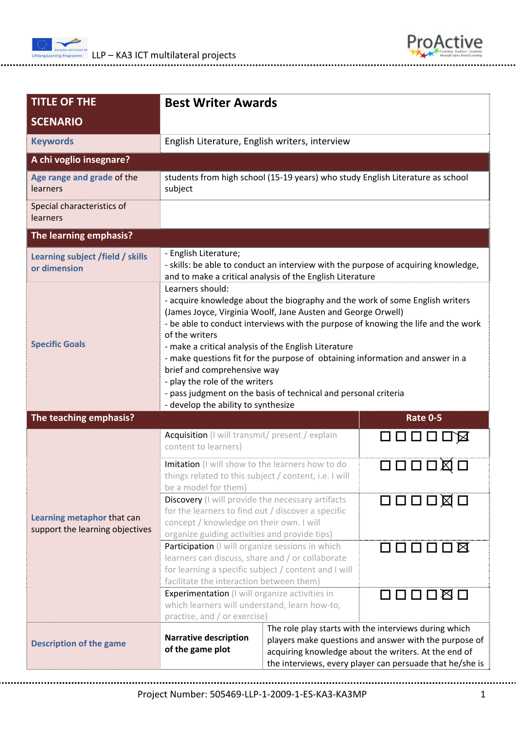| TITLE OF THE SCENARIO | Best Writer Awards | |
|---|---|---|
| Keywords | English Literature, English writers, interview | |
| **A chi voglio insegnare?** | | |
| Age range and grade of the learners | students from high school (15-19 years) who study English Literature as school subject | |
| Special characteristics of learners | | |
| **The learning emphasis?** | | |
| Learning subject /field / skills or dimension | - English Literature;<br>- skills: be able to conduct an interview with the purpose of acquiring knowledge, and to make a critical analysis of the English Literature | |
| Specific Goals | Learners should:<br>- acquire knowledge about the biography and the work of some English writers (James Joyce, Virginia Woolf, Jane Austen and George Orwell)<br>- be able to conduct interviews with the purpose of knowing the life and the work of the writers<br>- make a critical analysis of the English Literature<br>- make questions fit for the purpose of obtaining information and answer in a brief and comprehensive way<br>- play the role of the writers<br>- pass judgment on the basis of technical and personal criteria<br>- develop the ability to synthesize | |
| **The teaching emphasis?** | | **Rate 0-5** |
| Learning metaphor that can support the learning objectives | Acquisition (I will transmit/ present / explain content to learners) | ☐ ☐ ☐ ☐ ☐ ☒ |
| | Imitation (I will show to the learners how to do things related to this subject / content, i.e. I will be a model for them) | ☐ ☐ ☐ ☐ ☒ ☐ |
| | Discovery (I will provide the necessary artifacts for the learners to find out / discover a specific concept / knowledge on their own. I will organize guiding activities and provide tips) | ☐ ☐ ☐ ☐ ☒ ☐ |
| | Participation (I will organize sessions in which learners can discuss, share and / or collaborate for learning a specific subject / content and I will facilitate the interaction between them) | ☐ ☐ ☐ ☐ ☐ ☒ |
| | Experimentation (I will organize activities in which learners will understand, learn how-to, practise, and / or exercise) | ☐ ☐ ☐ ☐ ☒ ☐ |
| Description of the game | **Narrative description of the game plot** | The role play starts with the interviews during which players make questions and answer with the purpose of acquiring knowledge about the writers. At the end of the interviews, every player can persuade that he/she is |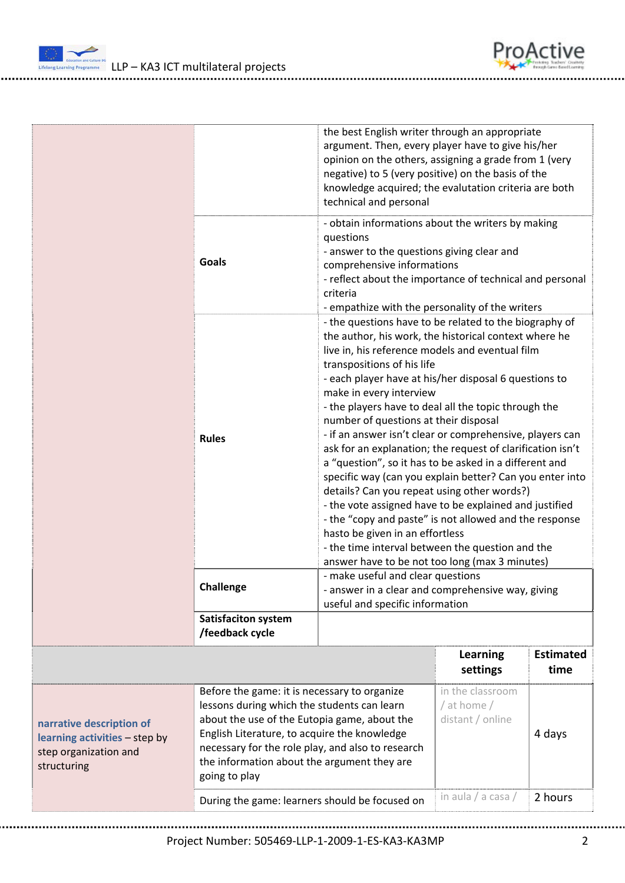| | | |
|---|---|---|
| | | the best English writer through an appropriate argument. Then, every player have to give his/her opinion on the others, assigning a grade from 1 (very negative) to 5 (very positive) on the basis of the knowledge acquired; the evalutation criteria are both technical and personal |
| | **Goals** | - obtain informations about the writers by making questions<br>- answer to the questions giving clear and comprehensive informations<br>- reflect about the importance of technical and personal criteria<br>- empathize with the personality of the writers |
| | **Rules** | - the questions have to be related to the biography of the author, his work, the historical context where he live in, his reference models and eventual film transpositions of his life<br>- each player have at his/her disposal 6 questions to make in every interview<br>- the players have to deal all the topic through the number of questions at their disposal<br>- if an answer isn't clear or comprehensive, players can ask for an explanation; the request of clarification isn't a "question", so it has to be asked in a different and specific way (can you explain better? Can you enter into details? Can you repeat using other words?)<br>- the vote assigned have to be explained and justified<br>- the "copy and paste" is not allowed and the response hasto be given in an effortless<br>- the time interval between the question and the answer have to be not too long (max 3 minutes) |
| | **Challenge** | - make useful and clear questions<br>- answer in a clear and comprehensive way, giving useful and specific information |
| | **Satisfaciton system /feedback cycle** | |

| | | **Learning settings** | **Estimated time** |
|---|---|---|---|
| **narrative description of learning activities** – step by step organization and structuring | Before the game: it is necessary to organize lessons during which the students can learn about the use of the Eutopia game, about the English Literature, to acquire the knowledge necessary for the role play, and also to research the information about the argument they are going to play | in the classroom / at home / distant / online | 4 days |
| | During the game: learners should be focused on | in aula / a casa / | 2 hours |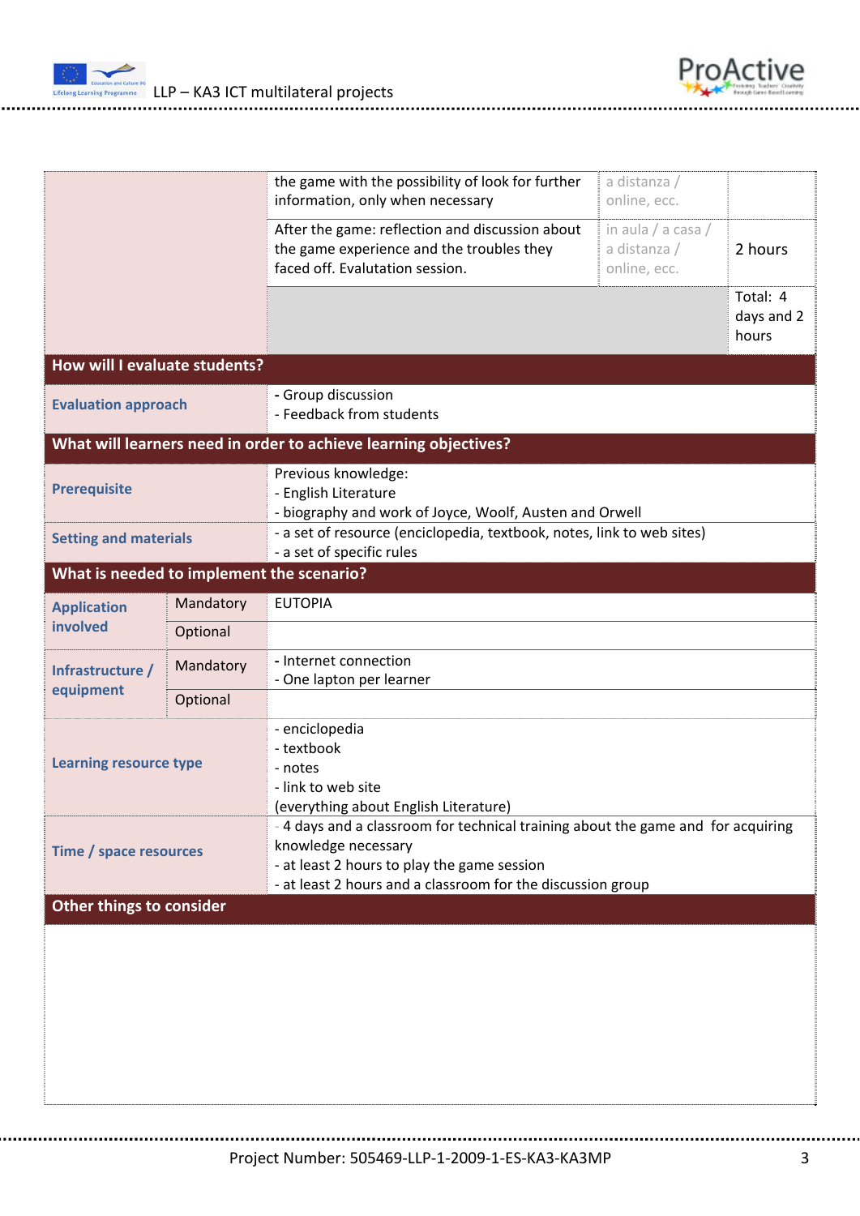| | | | |
|---|---|---|---|
| | the game with the possibility of look for further information, only when necessary | a distanza / online, ecc. | |
| | After the game: reflection and discussion about the game experience and the troubles they faced off. Evalutation session. | in aula / a casa / a distanza / online, ecc. | 2 hours |
| | | | Total: 4 days and 2 hours |

**How will I evaluate students?**

| | |
|---|---|
| **Evaluation approach** | - Group discussion<br>- Feedback from students |

**What will learners need in order to achieve learning objectives?**

| | |
|---|---|
| **Prerequisite** | Previous knowledge:<br>- English Literature<br>- biography and work of Joyce, Woolf, Austen and Orwell |
| **Setting and materials** | - a set of resource (enciclopedia, textbook, notes, link to web sites)<br>- a set of specific rules |

**What is needed to implement the scenario?**

| | | |
|---|---|---|
| **Application involved** | Mandatory | EUTOPIA |
| | Optional | |
| **Infrastructure / equipment** | Mandatory | - Internet connection<br>- One lapton per learner |
| | Optional | |
| **Learning resource type** | | - enciclopedia<br>- textbook<br>- notes<br>- link to web site<br>(everything about English Literature) |
| **Time / space resources** | | - 4 days and a classroom for technical training about the game and for acquiring knowledge necessary<br>- at least 2 hours to play the game session<br>- at least 2 hours and a classroom for the discussion group |

**Other things to consider**